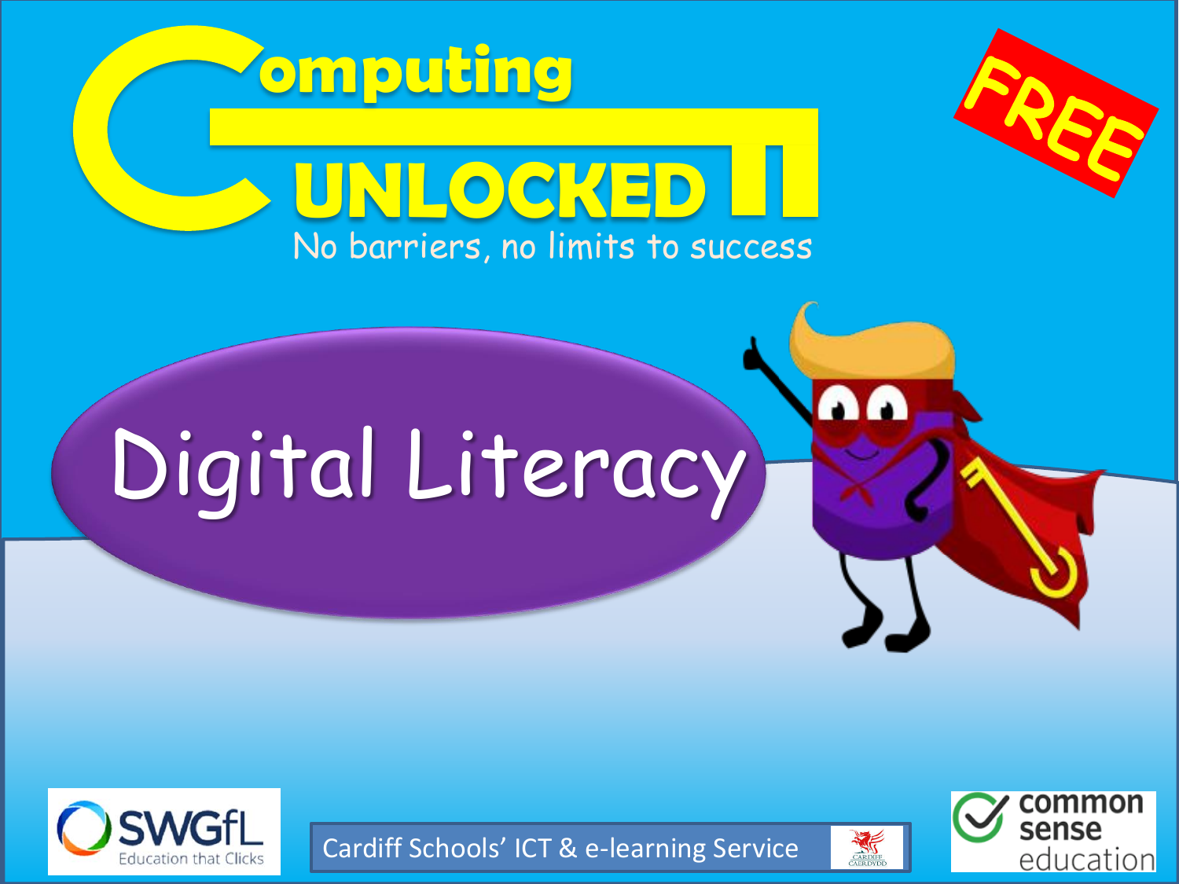# Computing UNLOCKED

No barriers, no limits to success

FREE

## Digital Literacy

SWGfL Education that Clicks

Cardiff Schools' ICT & e-learning Service

common sense education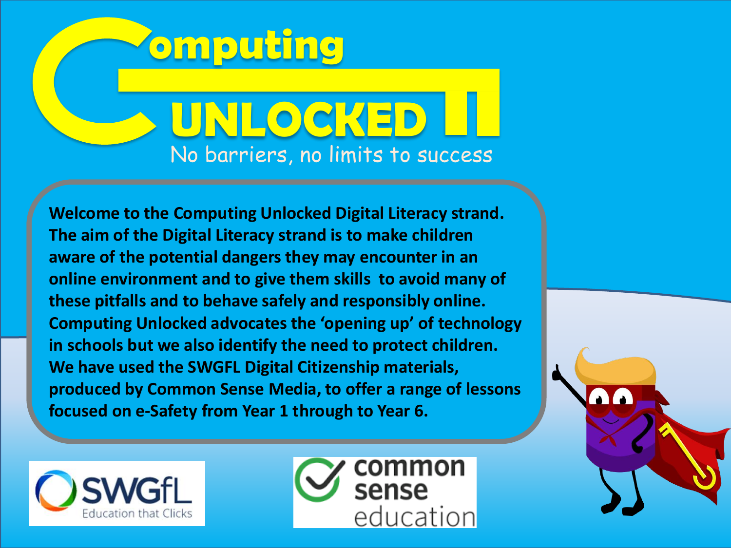# Computing UNLOCKED

No barriers, no limits to success

**Welcome to the Computing Unlocked Digital Literacy strand. The aim of the Digital Literacy strand is to make children aware of the potential dangers they may encounter in an online environment and to give them skills to avoid many of these pitfalls and to behave safely and responsibly online. Computing Unlocked advocates the 'opening up' of technology in schools but we also identify the need to protect children. We have used the SWGFL Digital Citizenship materials, produced by Common Sense Media, to offer a range of lessons focused on e-Safety from Year 1 through to Year 6.**

SWGfL Education that Clicks

common sense education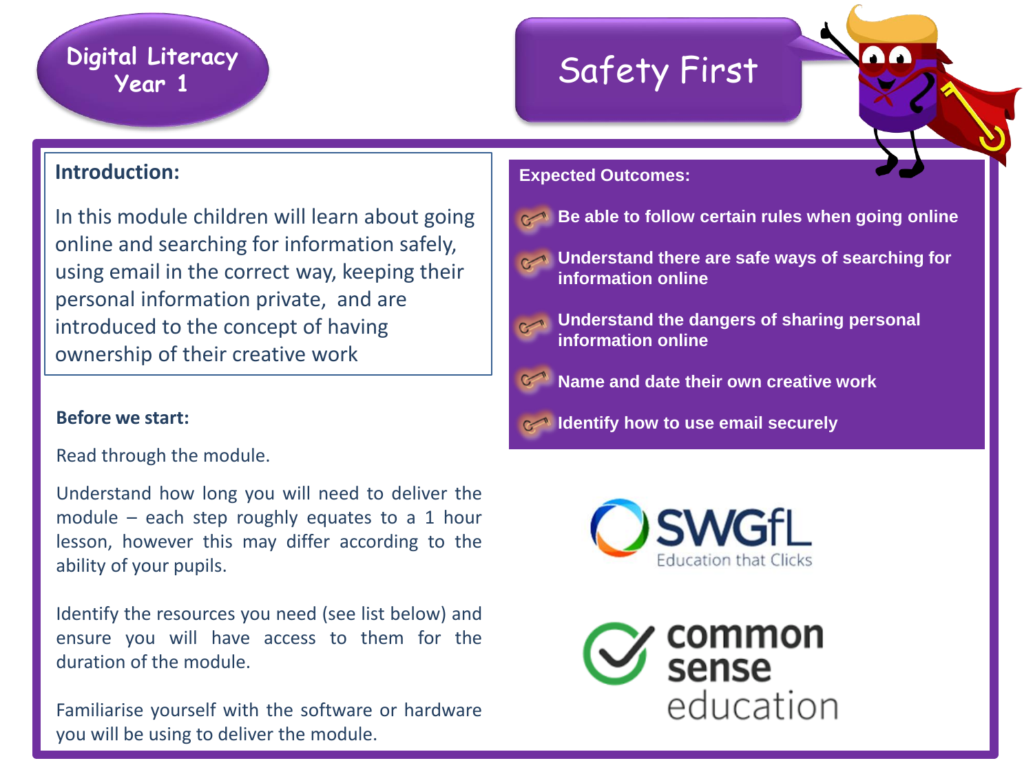# Digital Literacy Year 1

# Safety First

## Introduction:

In this module children will learn about going online and searching for information safely, using email in the correct way, keeping their personal information private, and are introduced to the concept of having ownership of their creative work

## Expected Outcomes:

- Be able to follow certain rules when going online
- Understand there are safe ways of searching for information online
- Understand the dangers of sharing personal information online
- Name and date their own creative work
- Identify how to use email securely

## Before we start:

Read through the module.

Understand how long you will need to deliver the module – each step roughly equates to a 1 hour lesson, however this may differ according to the ability of your pupils.

Identify the resources you need (see list below) and ensure you will have access to them for the duration of the module.

Familiarise yourself with the software or hardware you will be using to deliver the module.

SWGfL Education that Clicks

common sense education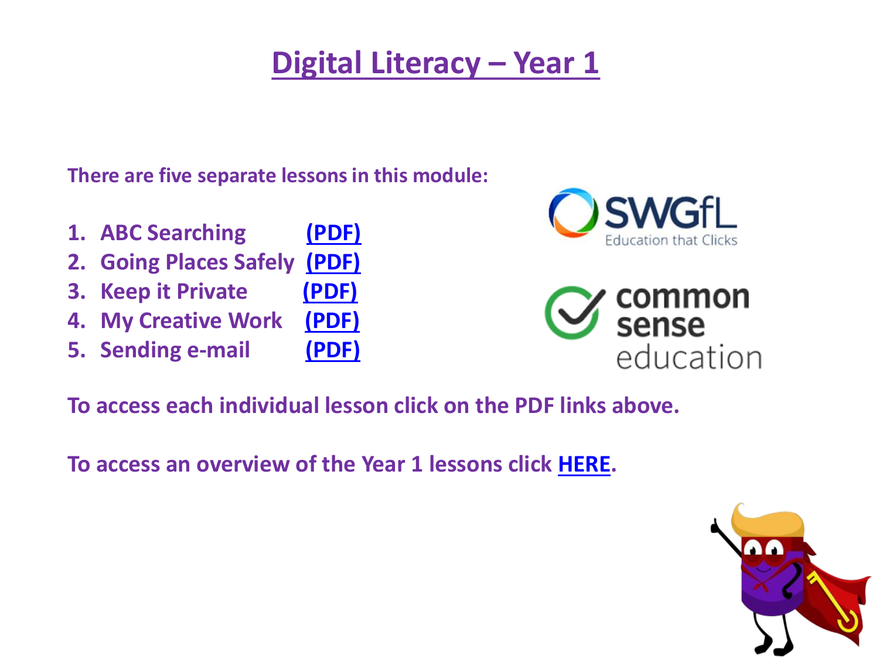# Digital Literacy – Year 1

**There are five separate lessons in this module:**

1. **ABC Searching (PDF)**
2. **Going Places Safely (PDF)**
3. **Keep it Private (PDF)**
4. **My Creative Work (PDF)**
5. **Sending e-mail (PDF)**

**To access each individual lesson click on the PDF links above.**

**To access an overview of the Year 1 lessons click HERE.**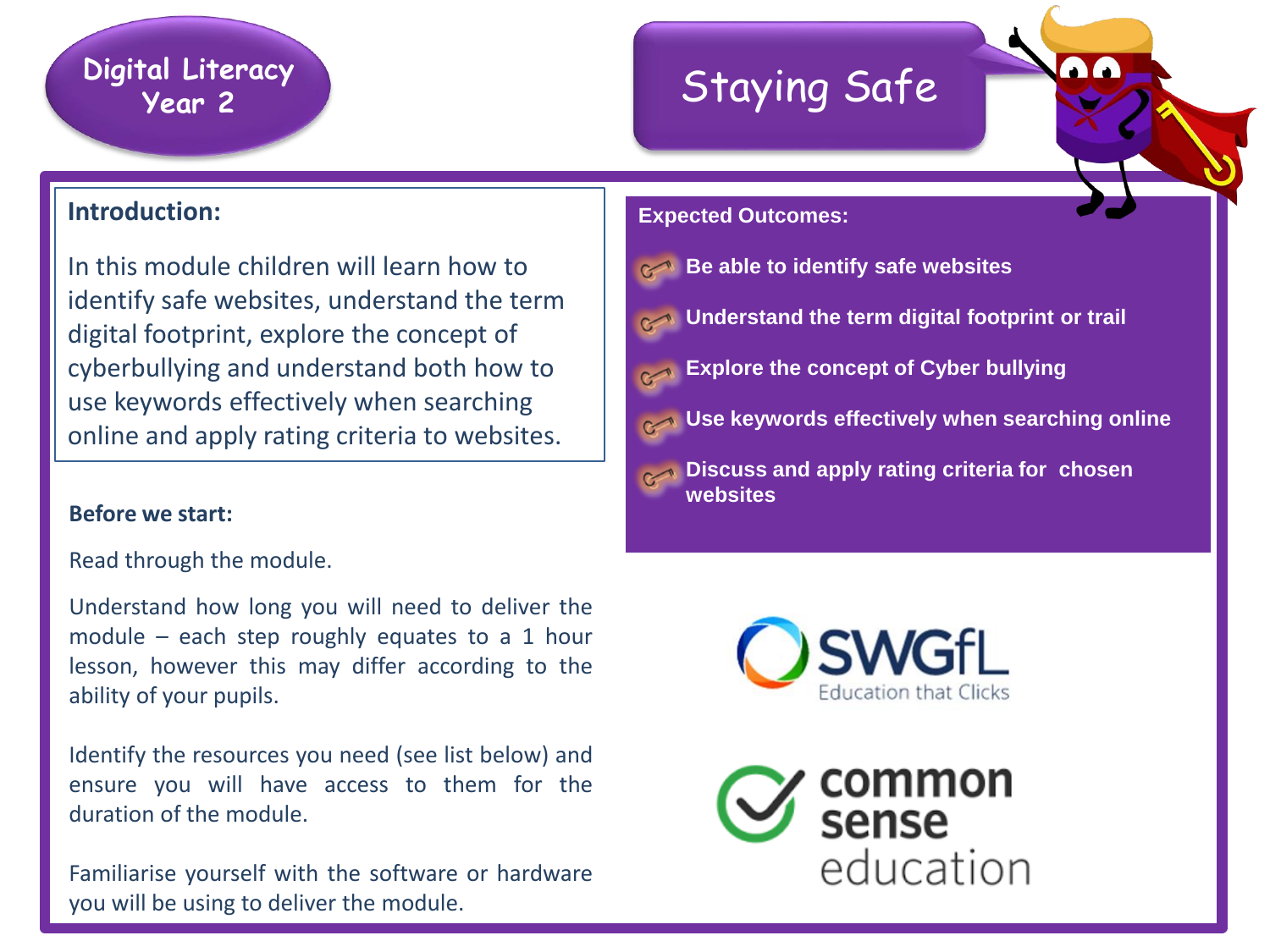# Digital Literacy Year 2

# Staying Safe

## Introduction:

In this module children will learn how to identify safe websites, understand the term digital footprint, explore the concept of cyberbullying and understand both how to use keywords effectively when searching online and apply rating criteria to websites.

## Expected Outcomes:

- Be able to identify safe websites
- Understand the term digital footprint or trail
- Explore the concept of Cyber bullying
- Use keywords effectively when searching online
- Discuss and apply rating criteria for chosen websites

## Before we start:

Read through the module.

Understand how long you will need to deliver the module – each step roughly equates to a 1 hour lesson, however this may differ according to the ability of your pupils.

Identify the resources you need (see list below) and ensure you will have access to them for the duration of the module.

Familiarise yourself with the software or hardware you will be using to deliver the module.

SWGfL Education that Clicks

common sense education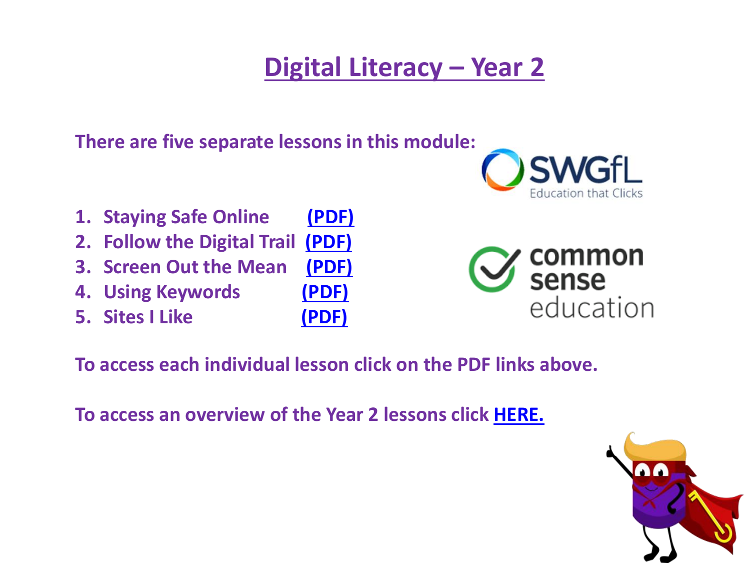# Digital Literacy – Year 2

There are five separate lessons in this module:

1. Staying Safe Online (PDF)
2. Follow the Digital Trail (PDF)
3. Screen Out the Mean (PDF)
4. Using Keywords (PDF)
5. Sites I Like (PDF)

To access each individual lesson click on the PDF links above.

To access an overview of the Year 2 lessons click HERE.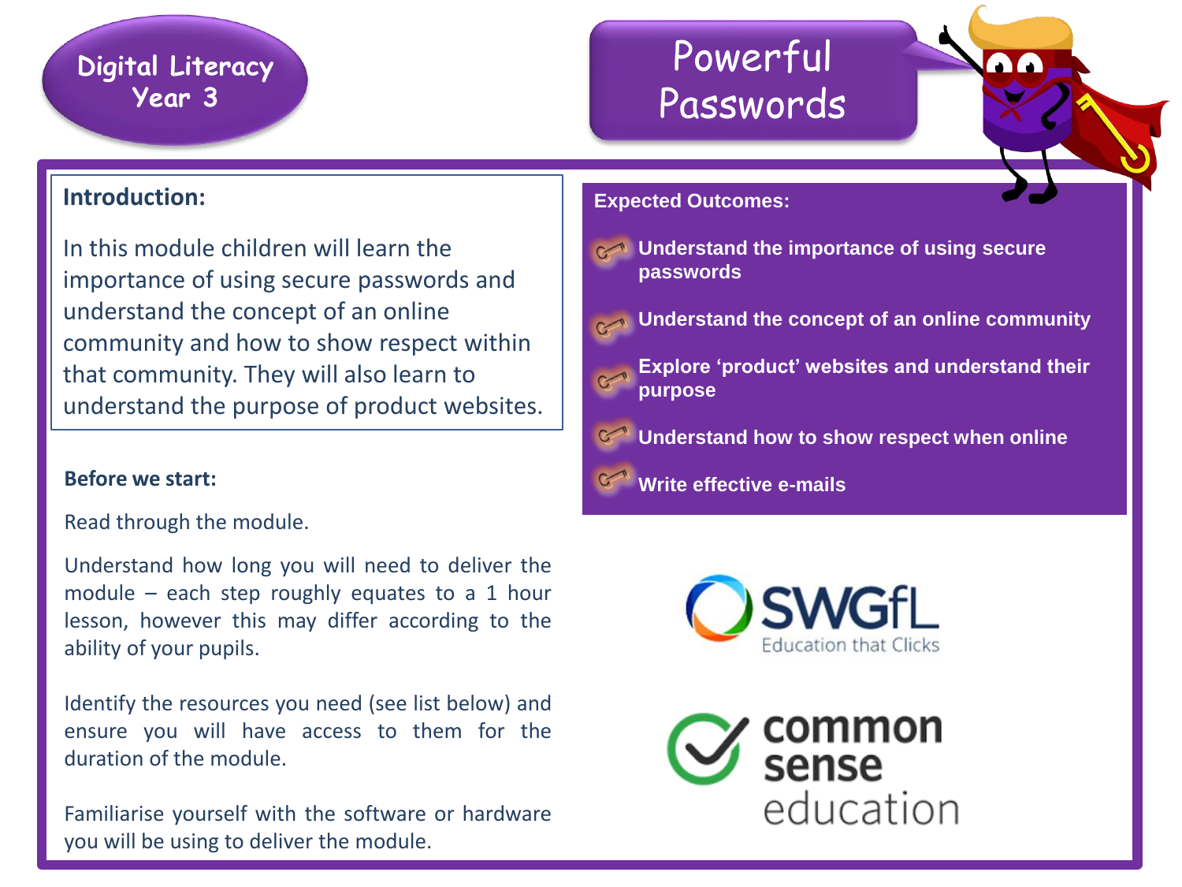Digital Literacy
Year 3

# Powerful Passwords

## Introduction:

In this module children will learn the importance of using secure passwords and understand the concept of an online community and how to show respect within that community. They will also learn to understand the purpose of product websites.

### Before we start:

Read through the module.

Understand how long you will need to deliver the module – each step roughly equates to a 1 hour lesson, however this may differ according to the ability of your pupils.

Identify the resources you need (see list below) and ensure you will have access to them for the duration of the module.

Familiarise yourself with the software or hardware you will be using to deliver the module.

## Expected Outcomes:

- **Understand the importance of using secure passwords**
- **Understand the concept of an online community**
- **Explore 'product' websites and understand their purpose**
- **Understand how to show respect when online**
- **Write effective e-mails**

SWGfL
Education that Clicks

common sense education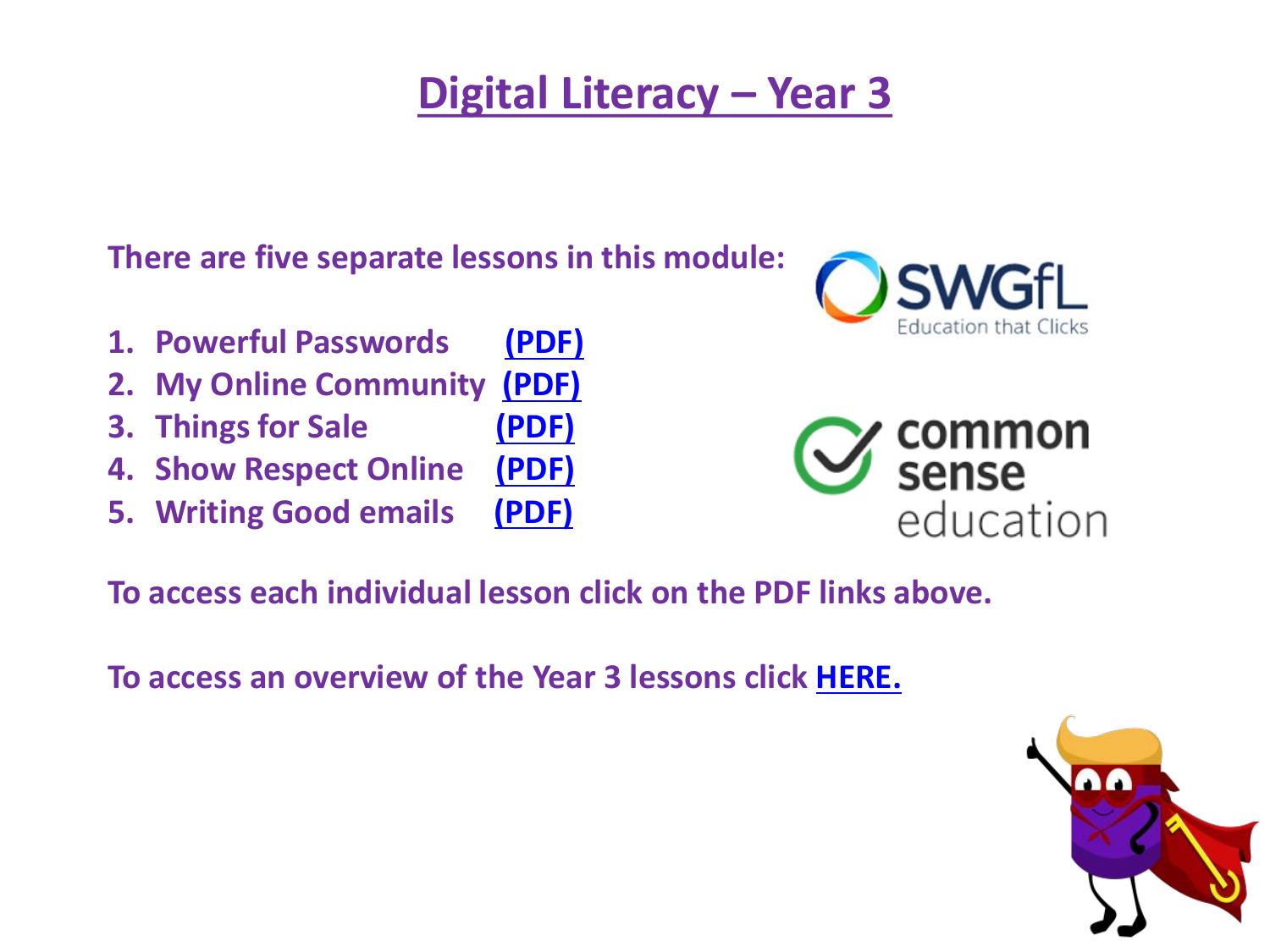# Digital Literacy – Year 3

**There are five separate lessons in this module:**

1. **Powerful Passwords** **(PDF)**
2. **My Online Community** **(PDF)**
3. **Things for Sale** **(PDF)**
4. **Show Respect Online** **(PDF)**
5. **Writing Good emails** **(PDF)**

**To access each individual lesson click on the PDF links above.**

**To access an overview of the Year 3 lessons click HERE.**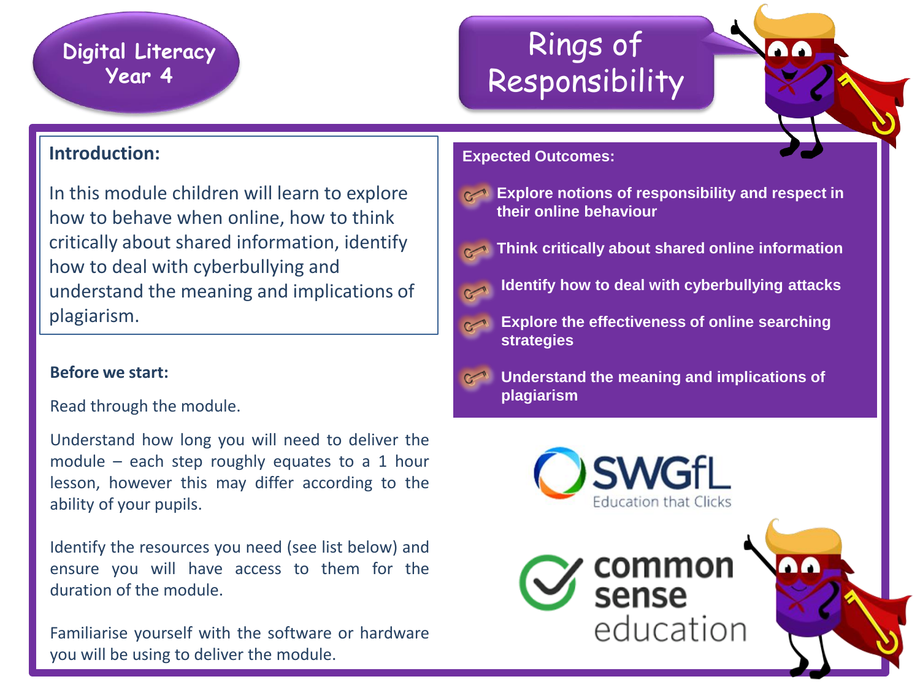Digital Literacy
Year 4

# Rings of Responsibility

## Introduction:

In this module children will learn to explore how to behave when online, how to think critically about shared information, identify how to deal with cyberbullying and understand the meaning and implications of plagiarism.

**Before we start:**

Read through the module.

Understand how long you will need to deliver the module – each step roughly equates to a 1 hour lesson, however this may differ according to the ability of your pupils.

Identify the resources you need (see list below) and ensure you will have access to them for the duration of the module.

Familiarise yourself with the software or hardware you will be using to deliver the module.

## Expected Outcomes:

- **Explore notions of responsibility and respect in their online behaviour**
- **Think critically about shared online information**
- **Identify how to deal with cyberbullying attacks**
- **Explore the effectiveness of online searching strategies**
- **Understand the meaning and implications of plagiarism**

SWGfL
Education that Clicks

common sense education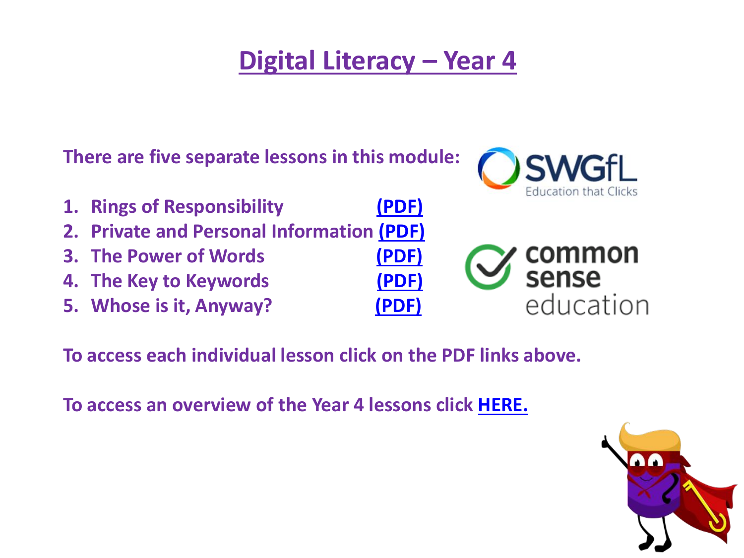# Digital Literacy – Year 4

**There are five separate lessons in this module:**

1. **Rings of Responsibility (PDF)**
2. **Private and Personal Information (PDF)**
3. **The Power of Words (PDF)**
4. **The Key to Keywords (PDF)**
5. **Whose is it, Anyway? (PDF)**

**To access each individual lesson click on the PDF links above.**

**To access an overview of the Year 4 lessons click HERE.**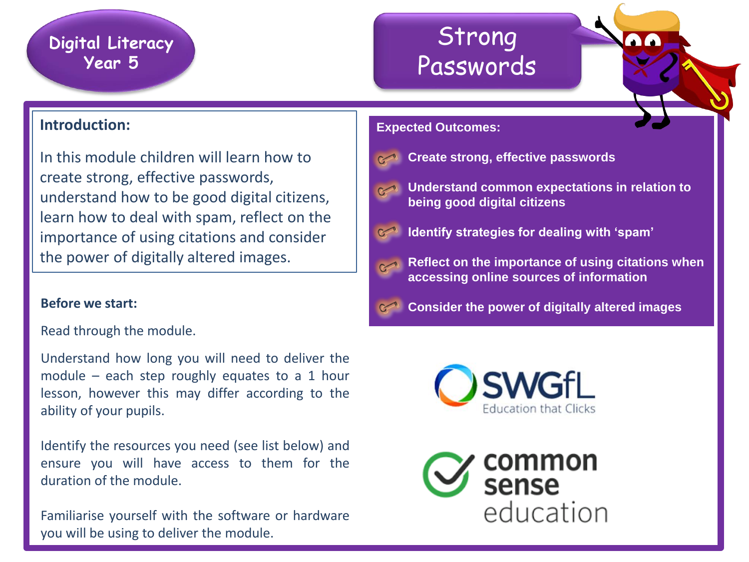# Digital Literacy Year 5

# Strong Passwords

## Introduction:

In this module children will learn how to create strong, effective passwords, understand how to be good digital citizens, learn how to deal with spam, reflect on the importance of using citations and consider the power of digitally altered images.

## Before we start:

Read through the module.

Understand how long you will need to deliver the module – each step roughly equates to a 1 hour lesson, however this may differ according to the ability of your pupils.

Identify the resources you need (see list below) and ensure you will have access to them for the duration of the module.

Familiarise yourself with the software or hardware you will be using to deliver the module.

## Expected Outcomes:

- **Create strong, effective passwords**
- **Understand common expectations in relation to being good digital citizens**
- **Identify strategies for dealing with 'spam'**
- **Reflect on the importance of using citations when accessing online sources of information**
- **Consider the power of digitally altered images**

SWGfL Education that Clicks

common sense education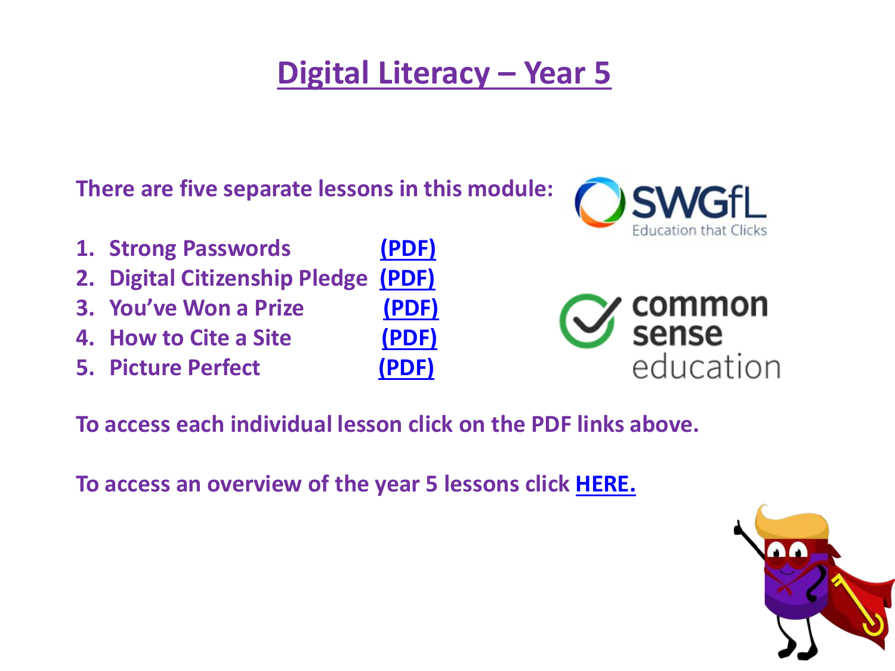# Digital Literacy – Year 5

**There are five separate lessons in this module:**

1. **Strong Passwords (PDF)**
2. **Digital Citizenship Pledge (PDF)**
3. **You've Won a Prize (PDF)**
4. **How to Cite a Site (PDF)**
5. **Picture Perfect (PDF)**

**To access each individual lesson click on the PDF links above.**

**To access an overview of the year 5 lessons click HERE.**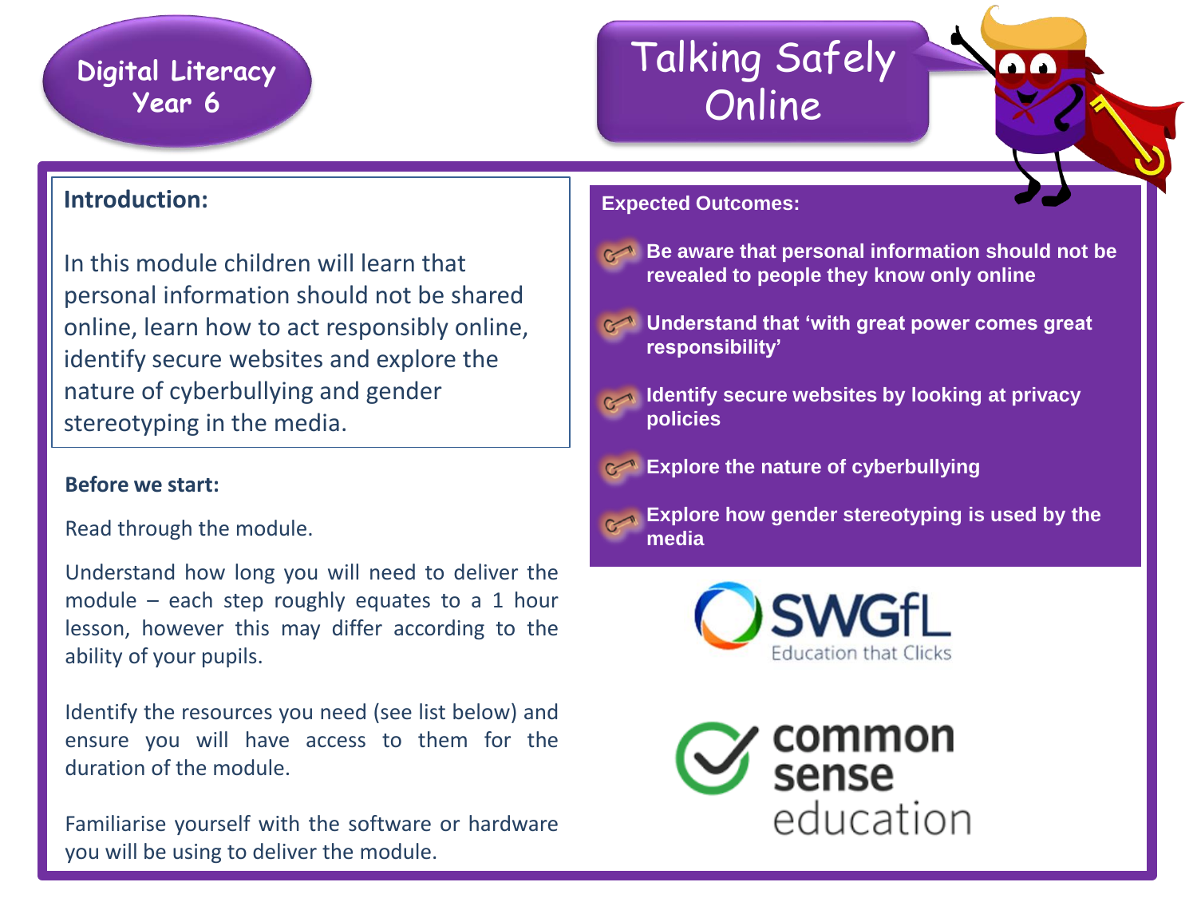# Digital Literacy Year 6

# Talking Safely Online

## Introduction:

In this module children will learn that personal information should not be shared online, learn how to act responsibly online, identify secure websites and explore the nature of cyberbullying and gender stereotyping in the media.

## Before we start:

Read through the module.

Understand how long you will need to deliver the module – each step roughly equates to a 1 hour lesson, however this may differ according to the ability of your pupils.

Identify the resources you need (see list below) and ensure you will have access to them for the duration of the module.

Familiarise yourself with the software or hardware you will be using to deliver the module.

## Expected Outcomes:

- **Be aware that personal information should not be revealed to people they know only online**
- **Understand that 'with great power comes great responsibility'**
- **Identify secure websites by looking at privacy policies**
- **Explore the nature of cyberbullying**
- **Explore how gender stereotyping is used by the media**

SWGfL Education that Clicks

common sense education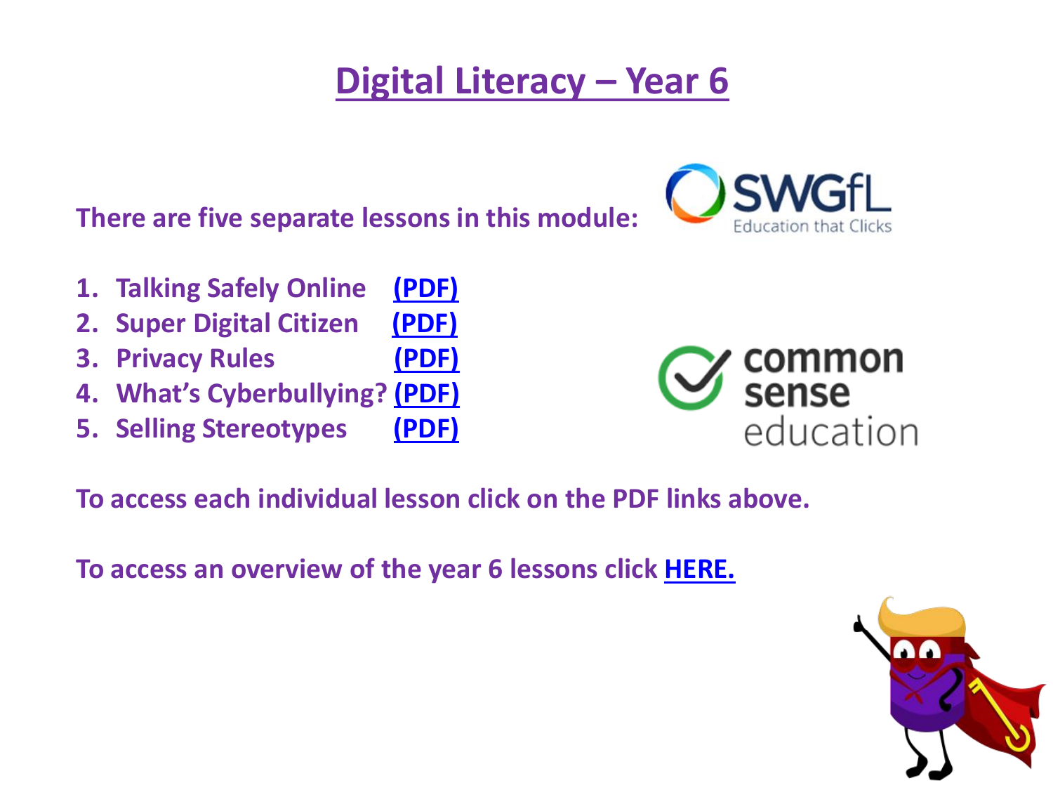# Digital Literacy – Year 6

**There are five separate lessons in this module:**

1. **Talking Safely Online** **(PDF)**
2. **Super Digital Citizen** **(PDF)**
3. **Privacy Rules** **(PDF)**
4. **What's Cyberbullying?** **(PDF)**
5. **Selling Stereotypes** **(PDF)**

**To access each individual lesson click on the PDF links above.**

**To access an overview of the year 6 lessons click HERE.**